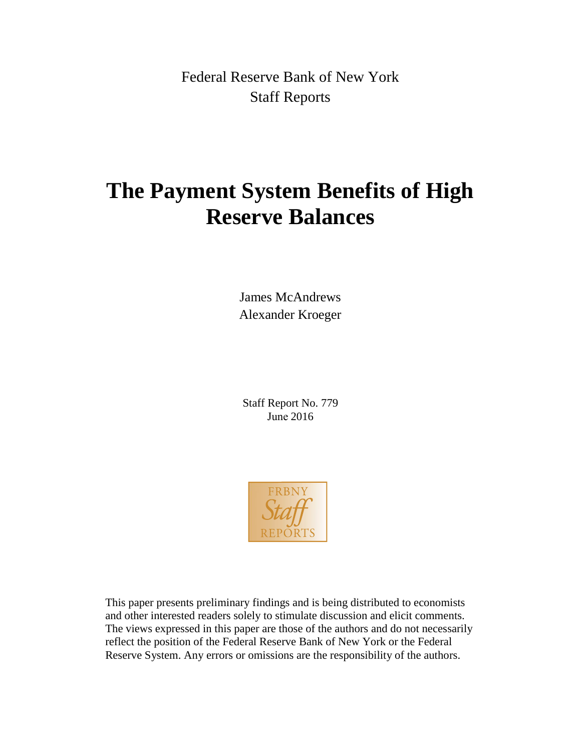Federal Reserve Bank of New York
Staff Reports

# The Payment System Benefits of High Reserve Balances

James McAndrews
Alexander Kroeger

Staff Report No. 779
June 2016

FRBNY Staff REPORTS

This paper presents preliminary findings and is being distributed to economists and other interested readers solely to stimulate discussion and elicit comments. The views expressed in this paper are those of the authors and do not necessarily reflect the position of the Federal Reserve Bank of New York or the Federal Reserve System. Any errors or omissions are the responsibility of the authors.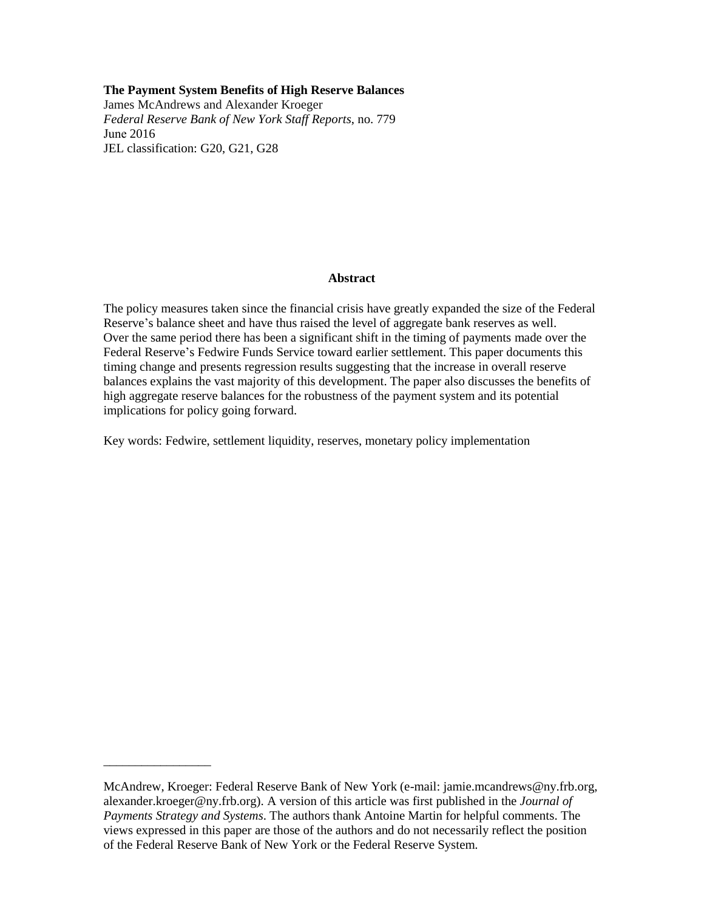**The Payment System Benefits of High Reserve Balances**
James McAndrews and Alexander Kroeger
*Federal Reserve Bank of New York Staff Reports*, no. 779
June 2016
JEL classification: G20, G21, G28

**Abstract**

The policy measures taken since the financial crisis have greatly expanded the size of the Federal Reserve's balance sheet and have thus raised the level of aggregate bank reserves as well. Over the same period there has been a significant shift in the timing of payments made over the Federal Reserve's Fedwire Funds Service toward earlier settlement. This paper documents this timing change and presents regression results suggesting that the increase in overall reserve balances explains the vast majority of this development. The paper also discusses the benefits of high aggregate reserve balances for the robustness of the payment system and its potential implications for policy going forward.

Key words: Fedwire, settlement liquidity, reserves, monetary policy implementation

_________________

McAndrew, Kroeger: Federal Reserve Bank of New York (e-mail: jamie.mcandrews@ny.frb.org, alexander.kroeger@ny.frb.org). A version of this article was first published in the *Journal of Payments Strategy and Systems*. The authors thank Antoine Martin for helpful comments. The views expressed in this paper are those of the authors and do not necessarily reflect the position of the Federal Reserve Bank of New York or the Federal Reserve System.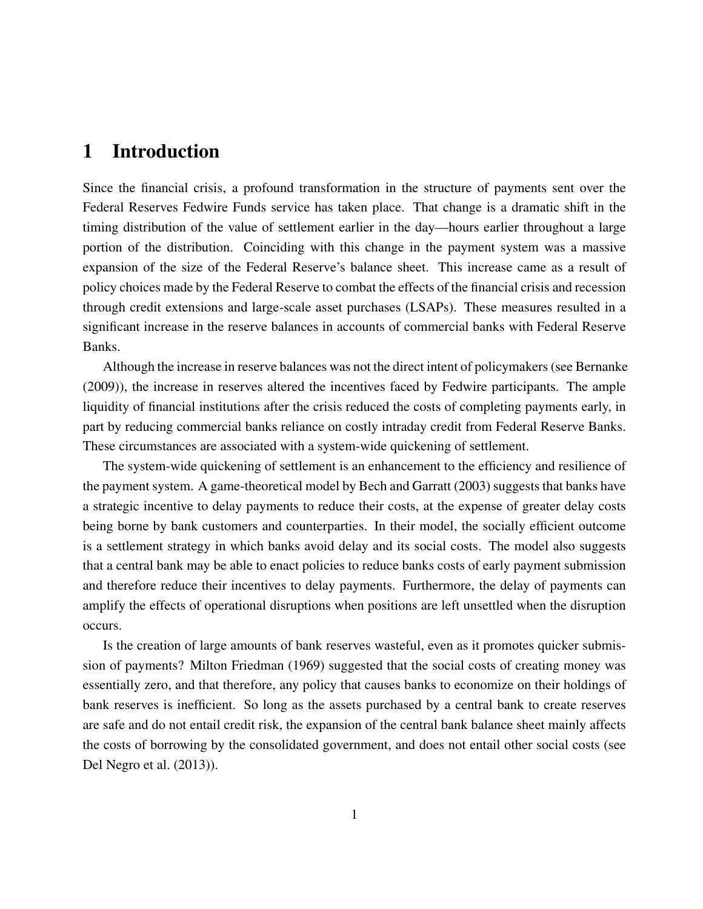# 1 Introduction

Since the financial crisis, a profound transformation in the structure of payments sent over the Federal Reserves Fedwire Funds service has taken place. That change is a dramatic shift in the timing distribution of the value of settlement earlier in the day—hours earlier throughout a large portion of the distribution. Coinciding with this change in the payment system was a massive expansion of the size of the Federal Reserve's balance sheet. This increase came as a result of policy choices made by the Federal Reserve to combat the effects of the financial crisis and recession through credit extensions and large-scale asset purchases (LSAPs). These measures resulted in a significant increase in the reserve balances in accounts of commercial banks with Federal Reserve Banks.

Although the increase in reserve balances was not the direct intent of policymakers (see Bernanke (2009)), the increase in reserves altered the incentives faced by Fedwire participants. The ample liquidity of financial institutions after the crisis reduced the costs of completing payments early, in part by reducing commercial banks reliance on costly intraday credit from Federal Reserve Banks. These circumstances are associated with a system-wide quickening of settlement.

The system-wide quickening of settlement is an enhancement to the efficiency and resilience of the payment system. A game-theoretical model by Bech and Garratt (2003) suggests that banks have a strategic incentive to delay payments to reduce their costs, at the expense of greater delay costs being borne by bank customers and counterparties. In their model, the socially efficient outcome is a settlement strategy in which banks avoid delay and its social costs. The model also suggests that a central bank may be able to enact policies to reduce banks costs of early payment submission and therefore reduce their incentives to delay payments. Furthermore, the delay of payments can amplify the effects of operational disruptions when positions are left unsettled when the disruption occurs.

Is the creation of large amounts of bank reserves wasteful, even as it promotes quicker submission of payments? Milton Friedman (1969) suggested that the social costs of creating money was essentially zero, and that therefore, any policy that causes banks to economize on their holdings of bank reserves is inefficient. So long as the assets purchased by a central bank to create reserves are safe and do not entail credit risk, the expansion of the central bank balance sheet mainly affects the costs of borrowing by the consolidated government, and does not entail other social costs (see Del Negro et al. (2013)).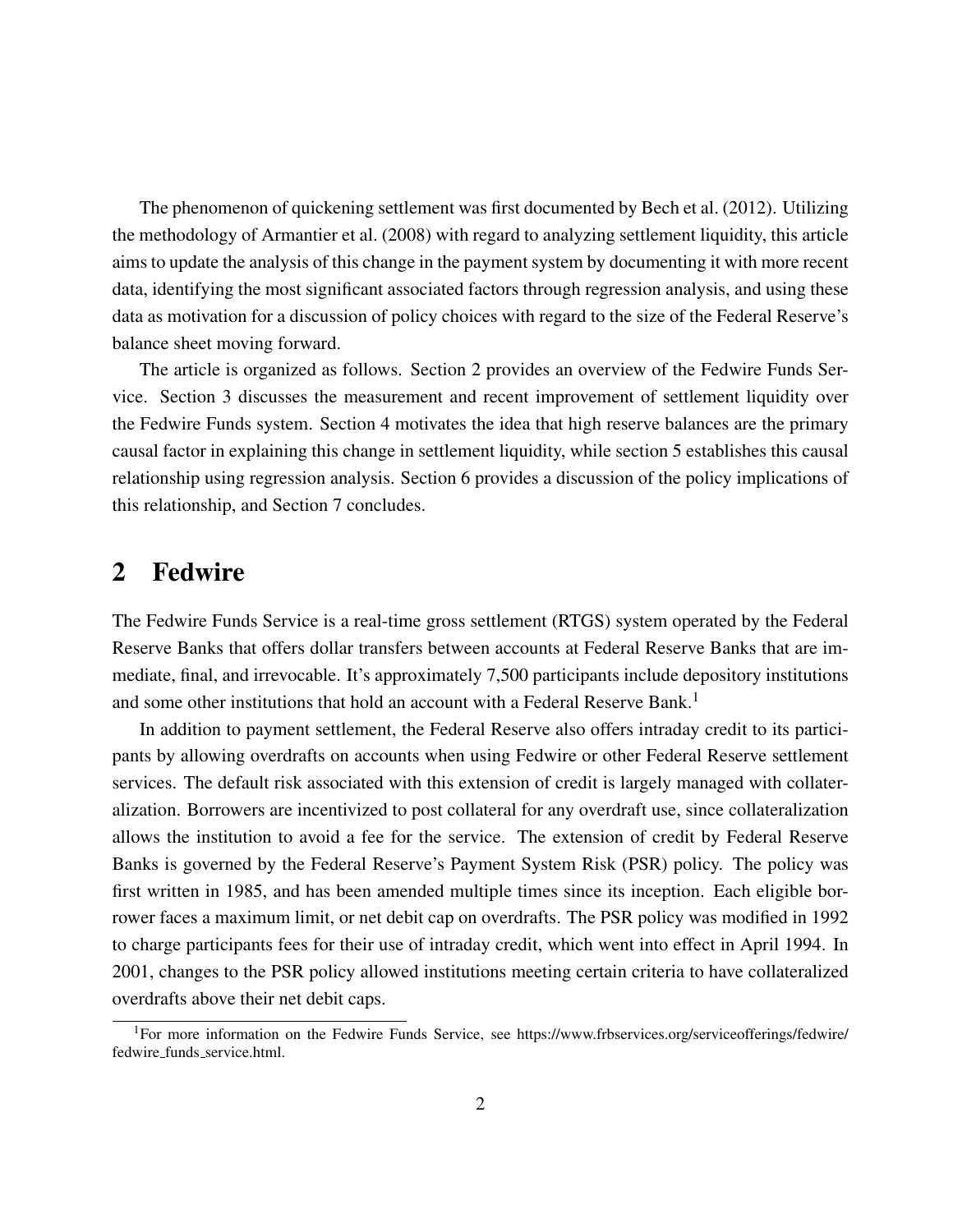The phenomenon of quickening settlement was first documented by Bech et al. (2012). Utilizing the methodology of Armantier et al. (2008) with regard to analyzing settlement liquidity, this article aims to update the analysis of this change in the payment system by documenting it with more recent data, identifying the most significant associated factors through regression analysis, and using these data as motivation for a discussion of policy choices with regard to the size of the Federal Reserve's balance sheet moving forward.

The article is organized as follows. Section 2 provides an overview of the Fedwire Funds Service. Section 3 discusses the measurement and recent improvement of settlement liquidity over the Fedwire Funds system. Section 4 motivates the idea that high reserve balances are the primary causal factor in explaining this change in settlement liquidity, while section 5 establishes this causal relationship using regression analysis. Section 6 provides a discussion of the policy implications of this relationship, and Section 7 concludes.

## 2 Fedwire

The Fedwire Funds Service is a real-time gross settlement (RTGS) system operated by the Federal Reserve Banks that offers dollar transfers between accounts at Federal Reserve Banks that are immediate, final, and irrevocable. It's approximately 7,500 participants include depository institutions and some other institutions that hold an account with a Federal Reserve Bank.[1]

In addition to payment settlement, the Federal Reserve also offers intraday credit to its participants by allowing overdrafts on accounts when using Fedwire or other Federal Reserve settlement services. The default risk associated with this extension of credit is largely managed with collateralization. Borrowers are incentivized to post collateral for any overdraft use, since collateralization allows the institution to avoid a fee for the service. The extension of credit by Federal Reserve Banks is governed by the Federal Reserve's Payment System Risk (PSR) policy. The policy was first written in 1985, and has been amended multiple times since its inception. Each eligible borrower faces a maximum limit, or net debit cap on overdrafts. The PSR policy was modified in 1992 to charge participants fees for their use of intraday credit, which went into effect in April 1994. In 2001, changes to the PSR policy allowed institutions meeting certain criteria to have collateralized overdrafts above their net debit caps.

[1]For more information on the Fedwire Funds Service, see https://www.frbservices.org/serviceofferings/fedwire/fedwire_funds_service.html.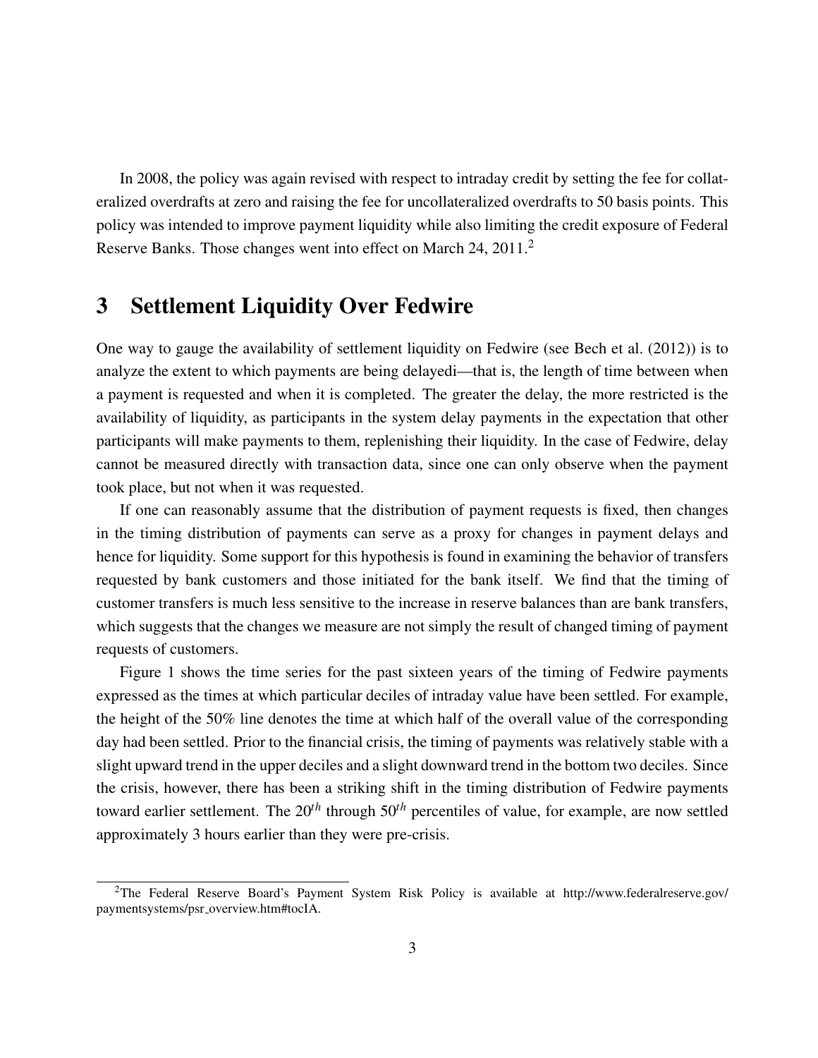In 2008, the policy was again revised with respect to intraday credit by setting the fee for collateralized overdrafts at zero and raising the fee for uncollateralized overdrafts to 50 basis points. This policy was intended to improve payment liquidity while also limiting the credit exposure of Federal Reserve Banks. Those changes went into effect on March 24, 2011.[2]

## 3 Settlement Liquidity Over Fedwire

One way to gauge the availability of settlement liquidity on Fedwire (see Bech et al. (2012)) is to analyze the extent to which payments are being delayedi—that is, the length of time between when a payment is requested and when it is completed. The greater the delay, the more restricted is the availability of liquidity, as participants in the system delay payments in the expectation that other participants will make payments to them, replenishing their liquidity. In the case of Fedwire, delay cannot be measured directly with transaction data, since one can only observe when the payment took place, but not when it was requested.

If one can reasonably assume that the distribution of payment requests is fixed, then changes in the timing distribution of payments can serve as a proxy for changes in payment delays and hence for liquidity. Some support for this hypothesis is found in examining the behavior of transfers requested by bank customers and those initiated for the bank itself. We find that the timing of customer transfers is much less sensitive to the increase in reserve balances than are bank transfers, which suggests that the changes we measure are not simply the result of changed timing of payment requests of customers.

Figure 1 shows the time series for the past sixteen years of the timing of Fedwire payments expressed as the times at which particular deciles of intraday value have been settled. For example, the height of the 50% line denotes the time at which half of the overall value of the corresponding day had been settled. Prior to the financial crisis, the timing of payments was relatively stable with a slight upward trend in the upper deciles and a slight downward trend in the bottom two deciles. Since the crisis, however, there has been a striking shift in the timing distribution of Fedwire payments toward earlier settlement. The $20^{th}$ through $50^{th}$ percentiles of value, for example, are now settled approximately 3 hours earlier than they were pre-crisis.

[2]The Federal Reserve Board's Payment System Risk Policy is available at http://www.federalreserve.gov/paymentsystems/psr_overview.htm#tocIA.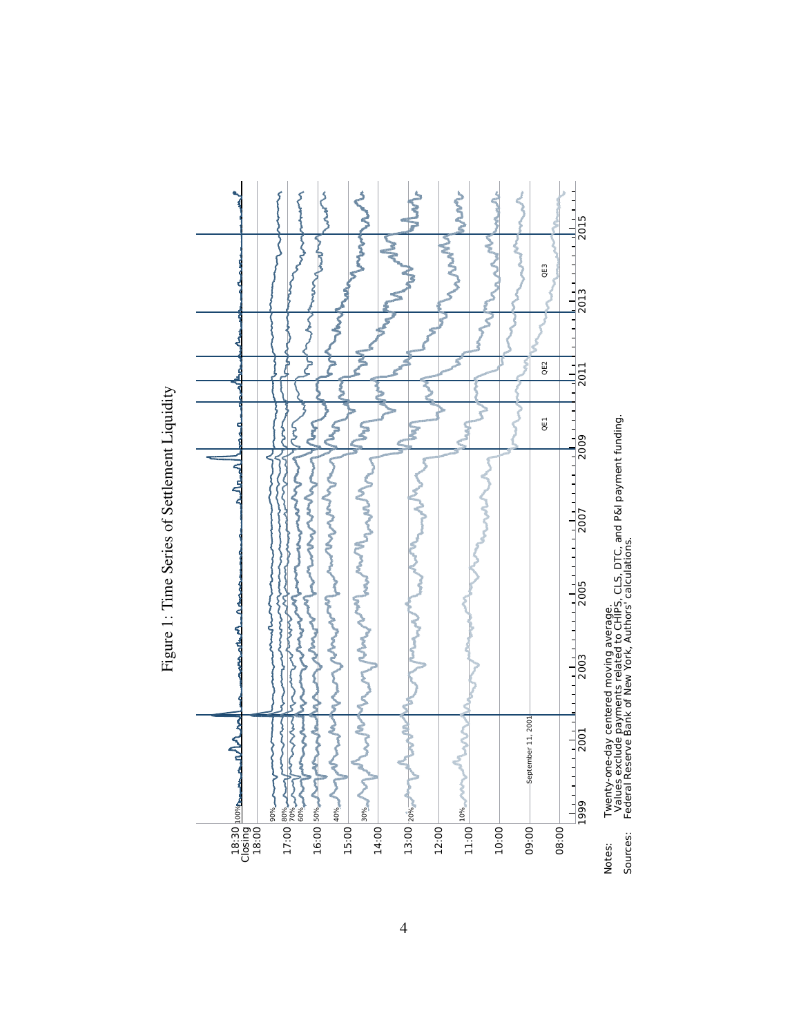Figure 1: Time Series of Settlement Liquidity

Notes: Twenty-one-day centered moving average.
Values exclude payments related to CHIPS, CLS, DTC, and P&I payment funding.

Sources: Federal Reserve Bank of New York, Authors' calculations.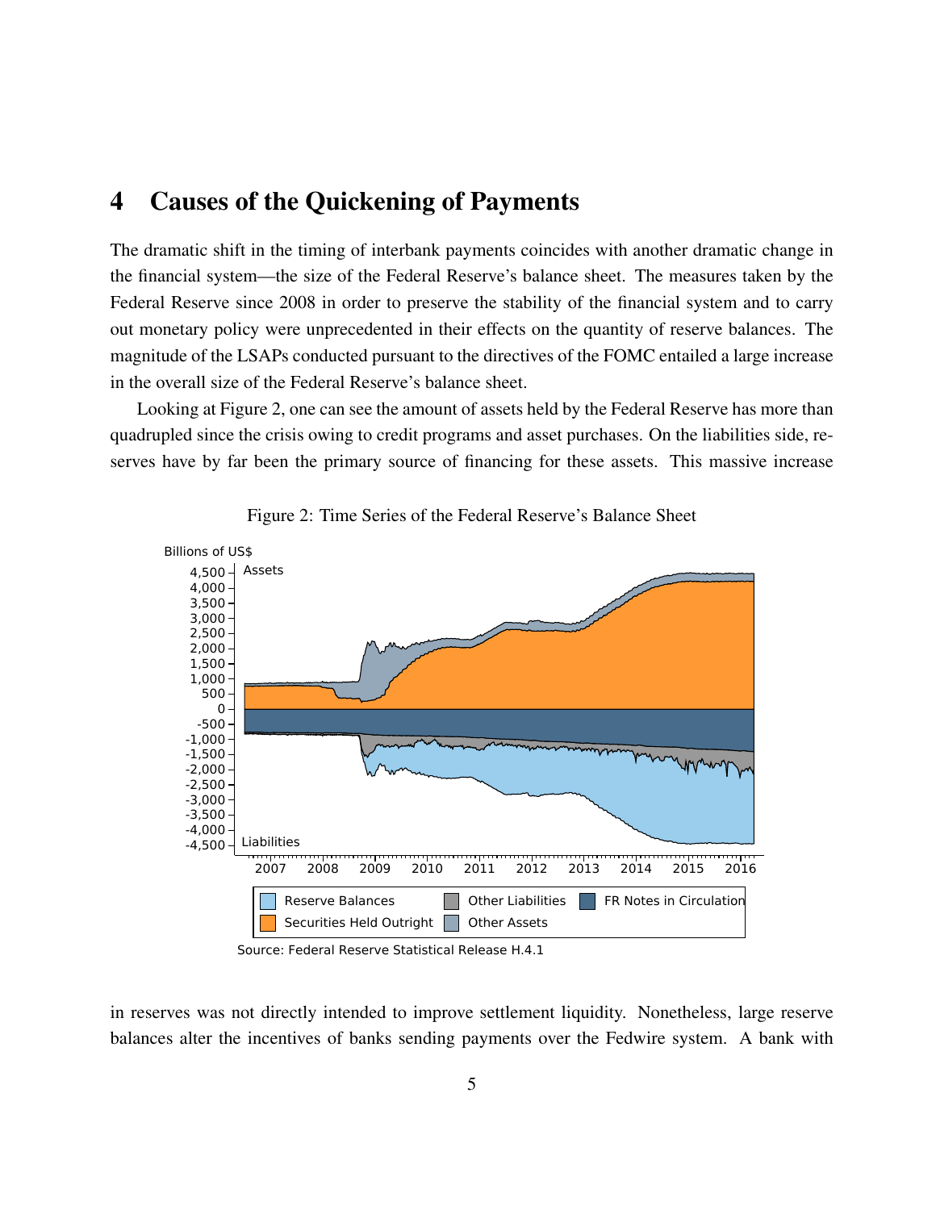## 4 Causes of the Quickening of Payments

The dramatic shift in the timing of interbank payments coincides with another dramatic change in the financial system—the size of the Federal Reserve's balance sheet. The measures taken by the Federal Reserve since 2008 in order to preserve the stability of the financial system and to carry out monetary policy were unprecedented in their effects on the quantity of reserve balances. The magnitude of the LSAPs conducted pursuant to the directives of the FOMC entailed a large increase in the overall size of the Federal Reserve's balance sheet.

Looking at Figure 2, one can see the amount of assets held by the Federal Reserve has more than quadrupled since the crisis owing to credit programs and asset purchases. On the liabilities side, reserves have by far been the primary source of financing for these assets. This massive increase

Figure 2: Time Series of the Federal Reserve's Balance Sheet

Source: Federal Reserve Statistical Release H.4.1

in reserves was not directly intended to improve settlement liquidity. Nonetheless, large reserve balances alter the incentives of banks sending payments over the Fedwire system. A bank with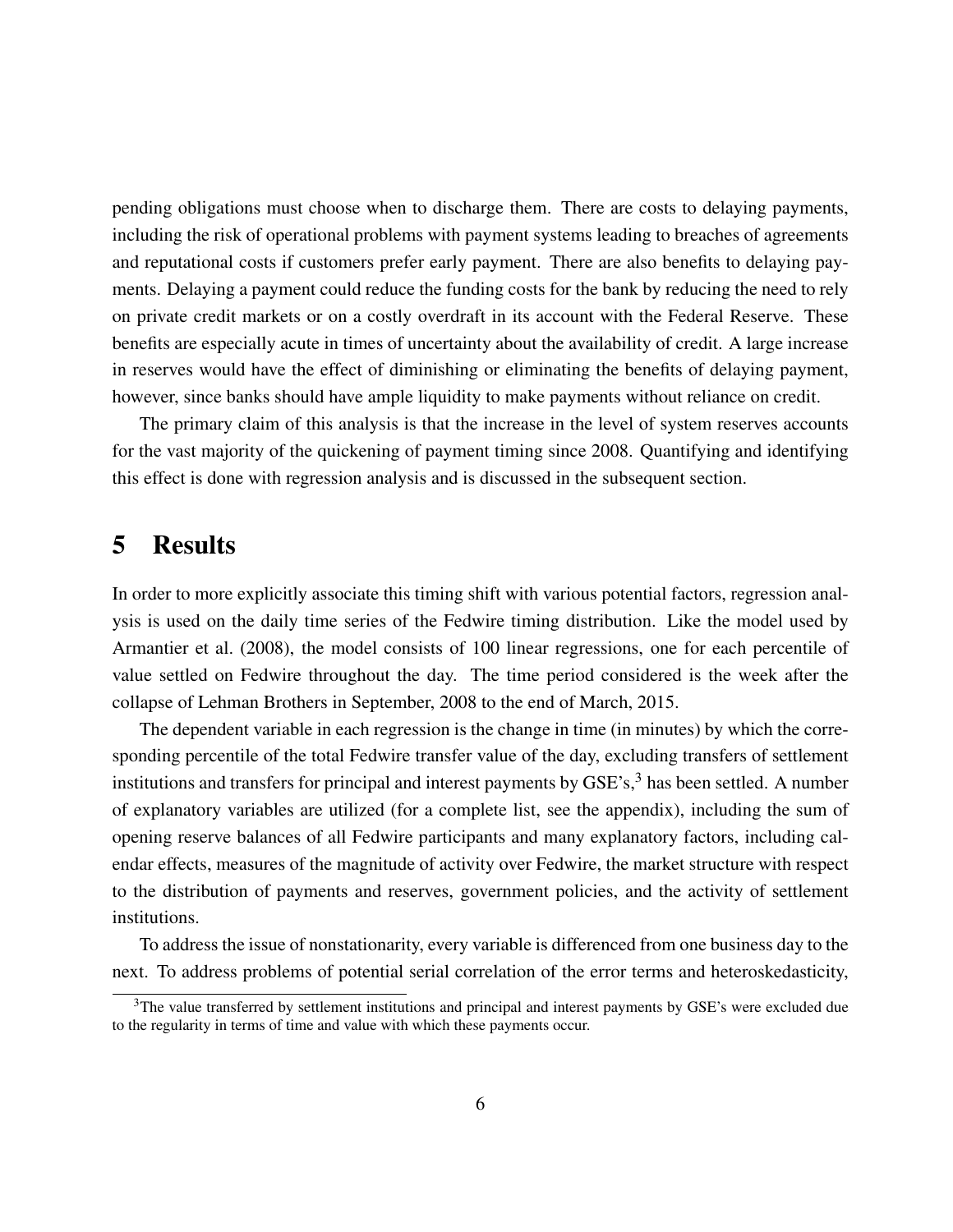pending obligations must choose when to discharge them. There are costs to delaying payments, including the risk of operational problems with payment systems leading to breaches of agreements and reputational costs if customers prefer early payment. There are also benefits to delaying payments. Delaying a payment could reduce the funding costs for the bank by reducing the need to rely on private credit markets or on a costly overdraft in its account with the Federal Reserve. These benefits are especially acute in times of uncertainty about the availability of credit. A large increase in reserves would have the effect of diminishing or eliminating the benefits of delaying payment, however, since banks should have ample liquidity to make payments without reliance on credit.

The primary claim of this analysis is that the increase in the level of system reserves accounts for the vast majority of the quickening of payment timing since 2008. Quantifying and identifying this effect is done with regression analysis and is discussed in the subsequent section.

# 5 Results

In order to more explicitly associate this timing shift with various potential factors, regression analysis is used on the daily time series of the Fedwire timing distribution. Like the model used by Armantier et al. (2008), the model consists of 100 linear regressions, one for each percentile of value settled on Fedwire throughout the day. The time period considered is the week after the collapse of Lehman Brothers in September, 2008 to the end of March, 2015.

The dependent variable in each regression is the change in time (in minutes) by which the corresponding percentile of the total Fedwire transfer value of the day, excluding transfers of settlement institutions and transfers for principal and interest payments by GSE's,[3] has been settled. A number of explanatory variables are utilized (for a complete list, see the appendix), including the sum of opening reserve balances of all Fedwire participants and many explanatory factors, including calendar effects, measures of the magnitude of activity over Fedwire, the market structure with respect to the distribution of payments and reserves, government policies, and the activity of settlement institutions.

To address the issue of nonstationarity, every variable is differenced from one business day to the next. To address problems of potential serial correlation of the error terms and heteroskedasticity,

[3]The value transferred by settlement institutions and principal and interest payments by GSE's were excluded due to the regularity in terms of time and value with which these payments occur.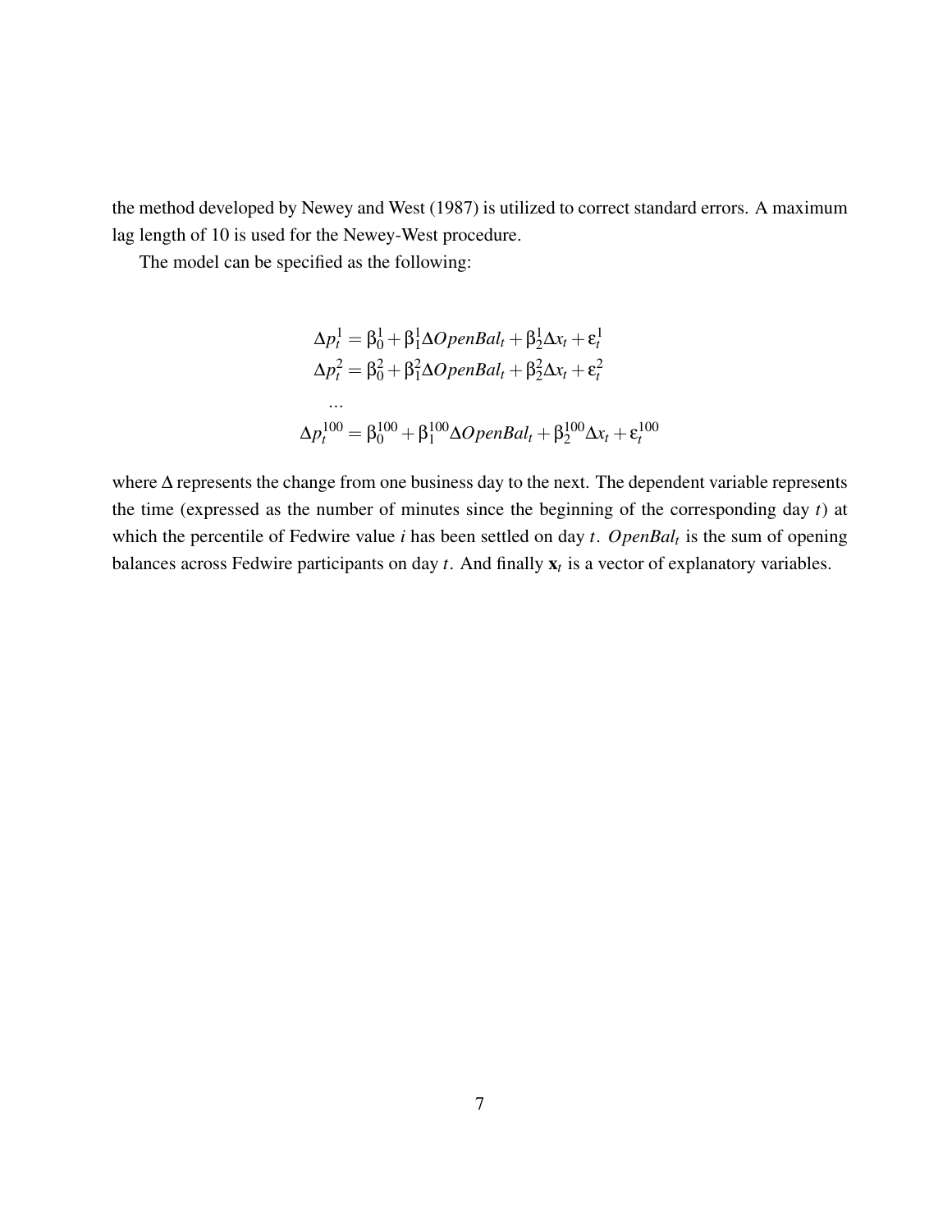the method developed by Newey and West (1987) is utilized to correct standard errors. A maximum lag length of 10 is used for the Newey-West procedure.

The model can be specified as the following:

$$
\begin{aligned}
\Delta p_t^1 &= \beta_0^1 + \beta_1^1 \Delta OpenBal_t + \beta_2^1 \Delta x_t + \varepsilon_t^1 \\
\Delta p_t^2 &= \beta_0^2 + \beta_1^2 \Delta OpenBal_t + \beta_2^2 \Delta x_t + \varepsilon_t^2 \\
&\dots \\
\Delta p_t^{100} &= \beta_0^{100} + \beta_1^{100} \Delta OpenBal_t + \beta_2^{100} \Delta x_t + \varepsilon_t^{100}
\end{aligned}
$$

where $\Delta$ represents the change from one business day to the next. The dependent variable represents the time (expressed as the number of minutes since the beginning of the corresponding day $t$) at which the percentile of Fedwire value $i$ has been settled on day $t$. $OpenBal_t$ is the sum of opening balances across Fedwire participants on day $t$. And finally $\mathbf{x}_t$ is a vector of explanatory variables.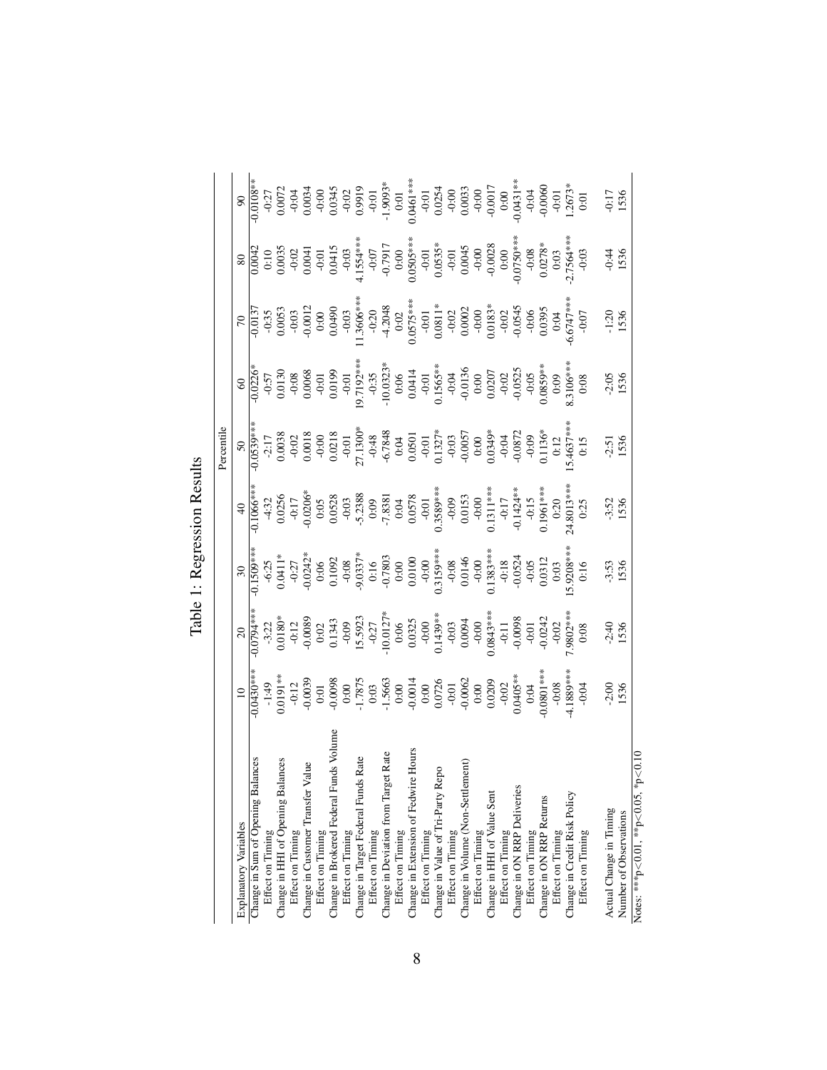# Table 1: Regression Results

| | Percentile | | | | | | | | |
|---|---|---|---|---|---|---|---|---|---|
| Explanatory Variables | 10 | 20 | 30 | 40 | 50 | 60 | 70 | 80 | 90 |
| Change in Sum of Opening Balances | -0.0430*** | -0.0794*** | -0.1509*** | -0.1066*** | -0.0539*** | -0.0226* | -0.0137 | 0.0042 | -0.0108** |
| Effect on Timing | -1.49 | -3.22 | -6.25 | -4.32 | -2.17 | -0.57 | -0.35 | 0.10 | -0.27 |
| Change in HHI of Opening Balances | 0.0191** | 0.0180* | 0.0411* | 0.0256 | 0.0038 | 0.0130 | 0.0053 | 0.0035 | 0.0072 |
| Effect on Timing | -0.12 | -0.12 | -0.27 | -0.17 | -0.02 | -0.08 | -0.03 | -0.02 | -0.04 |
| Change in Customer Transfer Value | -0.0039 | -0.0089 | -0.0242* | -0.0206* | 0.0018 | 0.0068 | -0.0012 | 0.0041 | 0.0034 |
| Effect on Timing | 0.01 | 0.02 | 0.06 | 0.05 | -0.00 | -0.01 | 0.00 | -0.01 | -0.00 |
| Change in Brokered Federal Funds Volume | -0.0098 | 0.1343 | 0.1092 | 0.0528 | 0.0218 | 0.0199 | 0.0490 | 0.0415 | 0.0345 |
| Effect on Timing | 0.00 | -0.09 | -0.08 | -0.03 | -0.01 | -0.01 | -0.03 | -0.03 | -0.02 |
| Change in Target Federal Funds Rate | -1.7875 | 15.5923 | -9.0337* | -5.2388 | 27.1300* | 19.7192*** | 11.3606*** | 4.1554*** | 0.9919 |
| Effect on Timing | 0.03 | -0.27 | 0.16 | 0.09 | -0.48 | -0.35 | -0.20 | -0.07 | -0.01 |
| Change in Deviation from Target Rate | -1.5663 | -10.0127* | -0.7803 | -7.8381 | -6.7848 | -10.0323* | -4.2048 | -0.7917 | -1.9093* |
| Effect on Timing | 0.00 | 0.06 | 0.00 | 0.04 | 0.04 | 0.06 | 0.02 | 0.00 | 0.01 |
| Change in Extension of Fedwire Hours | -0.0014 | 0.0325 | 0.0100 | 0.0578 | 0.0501 | 0.0414 | 0.0575*** | 0.0505*** | 0.0461*** |
| Effect on Timing | 0.00 | -0.00 | -0.00 | -0.01 | -0.01 | -0.01 | -0.01 | -0.01 | -0.01 |
| Change in Value of Tri-Party Repo | 0.0726 | 0.1439** | 0.3159*** | 0.3589*** | 0.1327* | 0.1565** | 0.0811* | 0.0535* | 0.0254 |
| Effect on Timing | -0.01 | -0.03 | -0.08 | -0.09 | -0.03 | -0.04 | -0.02 | -0.01 | -0.00 |
| Change in Volume (Non-Settlement) | -0.0062 | 0.0094 | 0.0146 | 0.0153 | -0.0057 | -0.0136 | 0.0002 | 0.0045 | 0.0033 |
| Effect on Timing | 0.00 | -0.00 | -0.00 | -0.00 | 0.00 | 0.00 | -0.00 | -0.00 | -0.00 |
| Change in HHI of Value Sent | 0.0209 | 0.0843*** | 0.1383*** | 0.1311*** | 0.0349* | 0.0207 | 0.0183* | -0.0028 | -0.0017 |
| Effect on Timing | -0.02 | -0.11 | -0.18 | -0.17 | -0.04 | -0.02 | -0.02 | 0.00 | 0.00 |
| Change in ON RRP Deliveries | 0.0405** | -0.0098 | -0.0524 | -0.1424** | -0.0872 | -0.0525 | -0.0545 | -0.0750*** | -0.0431** |
| Effect on Timing | 0.04 | -0.01 | -0.05 | -0.15 | -0.09 | -0.05 | -0.06 | -0.08 | -0.04 |
| Change in ON RRP Returns | -0.0801*** | -0.0242 | 0.0312 | 0.1961*** | 0.1136* | 0.0859** | 0.0395 | 0.0278* | -0.0060 |
| Effect on Timing | -0.08 | -0.02 | 0.03 | 0.20 | 0.12 | 0.09 | 0.04 | 0.03 | -0.01 |
| Change in Credit Risk Policy | -4.1889*** | 7.9802*** | 15.9208*** | 24.8013*** | 15.4637*** | 8.3106*** | -6.6747*** | -2.7564*** | 1.2673* |
| Effect on Timing | -0.04 | 0.08 | 0.16 | 0.25 | 0.15 | 0.08 | -0.07 | -0.03 | 0.01 |
| | | | | | | | | | |
| Actual Change in Timing | -2.00 | -2.40 | -3.53 | -3.52 | -2.51 | -2.05 | -1.20 | -0.44 | -0.17 |
| Number of Observations | 1536 | 1536 | 1536 | 1536 | 1536 | 1536 | 1536 | 1536 | 1536 |

Notes: ***p<0.01, **p<0.05, *p<0.10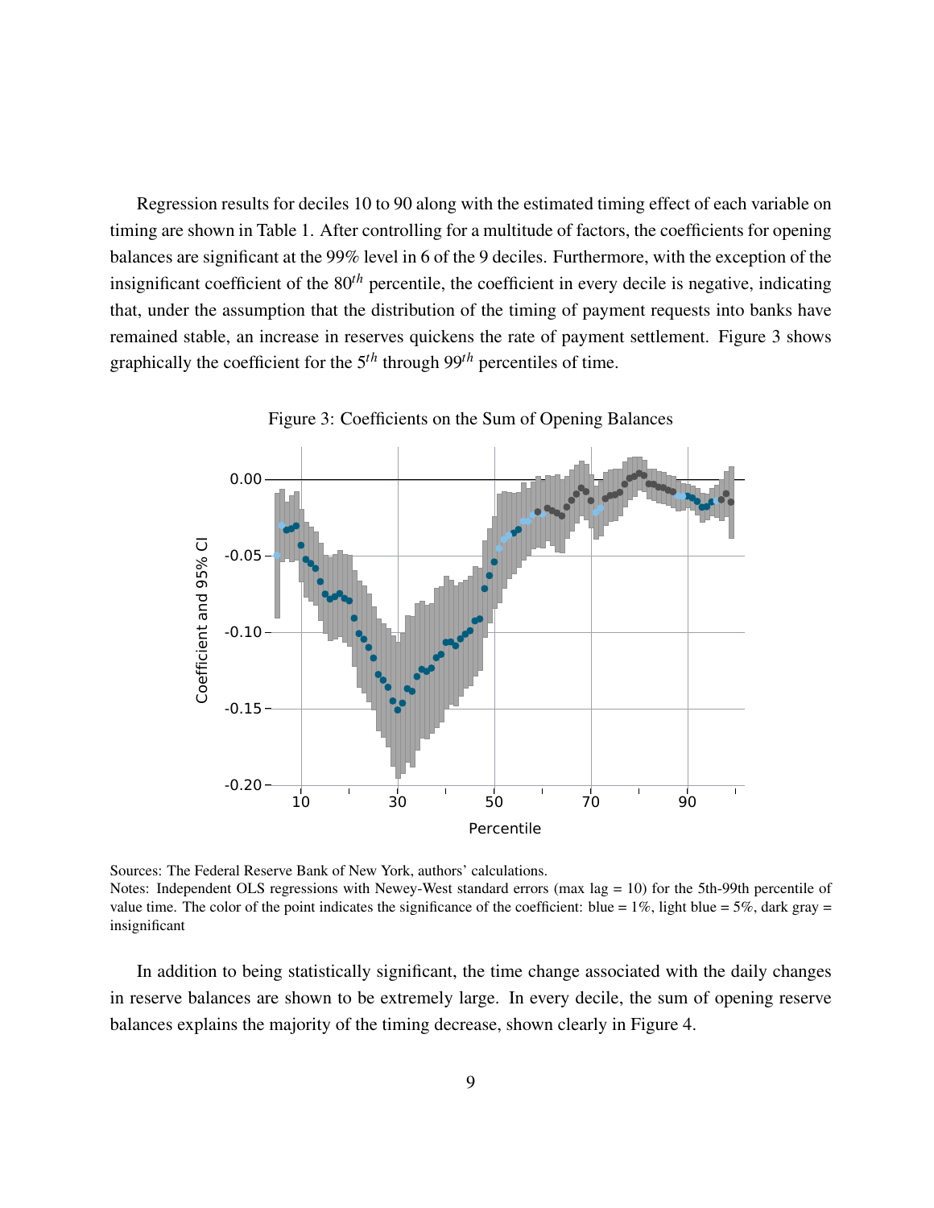Regression results for deciles 10 to 90 along with the estimated timing effect of each variable on timing are shown in Table 1. After controlling for a multitude of factors, the coefficients for opening balances are significant at the 99% level in 6 of the 9 deciles. Furthermore, with the exception of the insignificant coefficient of the $80^{th}$ percentile, the coefficient in every decile is negative, indicating that, under the assumption that the distribution of the timing of payment requests into banks have remained stable, an increase in reserves quickens the rate of payment settlement. Figure 3 shows graphically the coefficient for the $5^{th}$ through $99^{th}$ percentiles of time.

Figure 3: Coefficients on the Sum of Opening Balances

Sources: The Federal Reserve Bank of New York, authors' calculations.
Notes: Independent OLS regressions with Newey-West standard errors (max lag = 10) for the 5th-99th percentile of value time. The color of the point indicates the significance of the coefficient: blue = 1%, light blue = 5%, dark gray = insignificant

In addition to being statistically significant, the time change associated with the daily changes in reserve balances are shown to be extremely large. In every decile, the sum of opening reserve balances explains the majority of the timing decrease, shown clearly in Figure 4.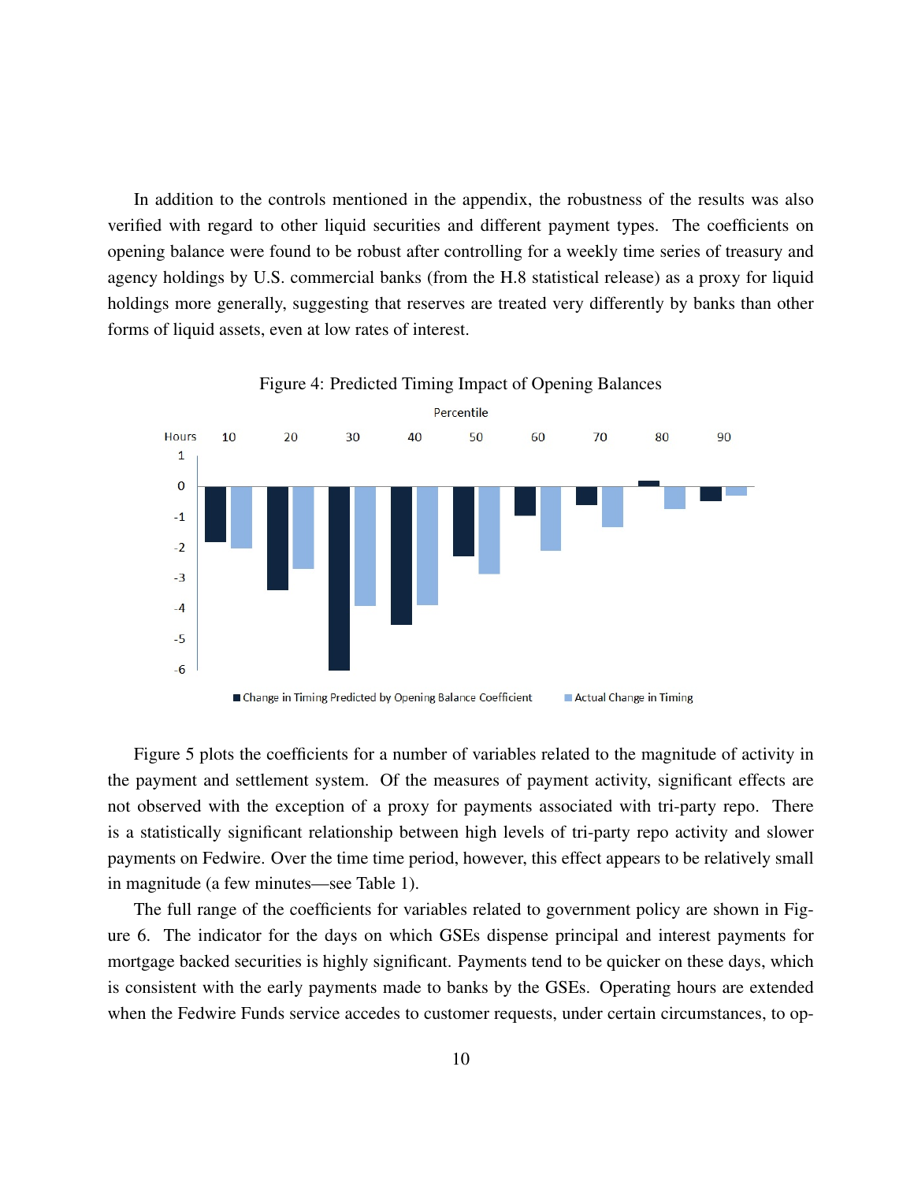In addition to the controls mentioned in the appendix, the robustness of the results was also verified with regard to other liquid securities and different payment types. The coefficients on opening balance were found to be robust after controlling for a weekly time series of treasury and agency holdings by U.S. commercial banks (from the H.8 statistical release) as a proxy for liquid holdings more generally, suggesting that reserves are treated very differently by banks than other forms of liquid assets, even at low rates of interest.

Figure 4: Predicted Timing Impact of Opening Balances

Figure 5 plots the coefficients for a number of variables related to the magnitude of activity in the payment and settlement system. Of the measures of payment activity, significant effects are not observed with the exception of a proxy for payments associated with tri-party repo. There is a statistically significant relationship between high levels of tri-party repo activity and slower payments on Fedwire. Over the time time period, however, this effect appears to be relatively small in magnitude (a few minutes—see Table 1).

The full range of the coefficients for variables related to government policy are shown in Figure 6. The indicator for the days on which GSEs dispense principal and interest payments for mortgage backed securities is highly significant. Payments tend to be quicker on these days, which is consistent with the early payments made to banks by the GSEs. Operating hours are extended when the Fedwire Funds service accedes to customer requests, under certain circumstances, to op-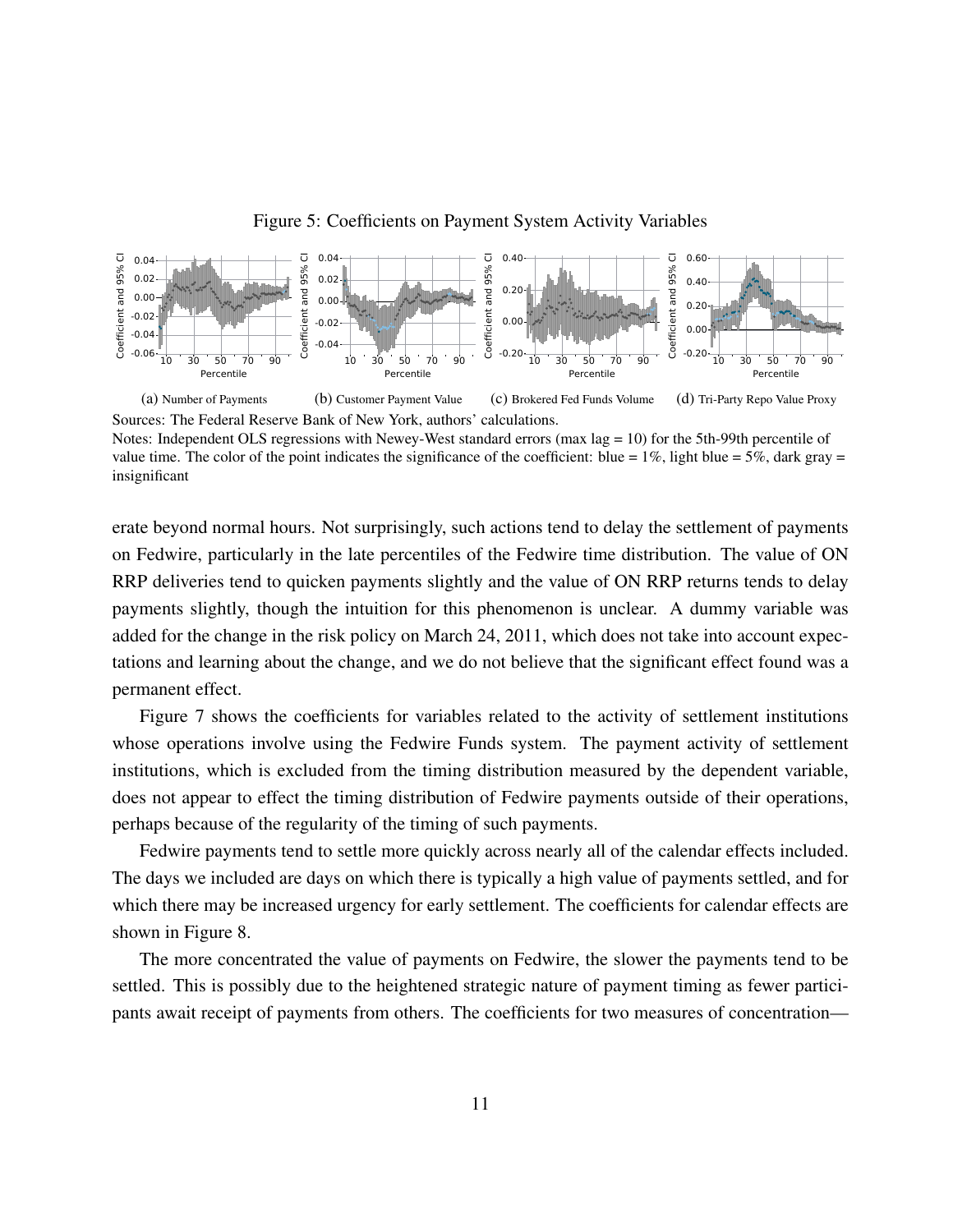Figure 5: Coefficients on Payment System Activity Variables

(a) Number of Payments (b) Customer Payment Value (c) Brokered Fed Funds Volume (d) Tri-Party Repo Value Proxy

Sources: The Federal Reserve Bank of New York, authors' calculations.

Notes: Independent OLS regressions with Newey-West standard errors (max lag = 10) for the 5th-99th percentile of value time. The color of the point indicates the significance of the coefficient: blue = 1%, light blue = 5%, dark gray = insignificant

erate beyond normal hours. Not surprisingly, such actions tend to delay the settlement of payments on Fedwire, particularly in the late percentiles of the Fedwire time distribution. The value of ON RRP deliveries tend to quicken payments slightly and the value of ON RRP returns tends to delay payments slightly, though the intuition for this phenomenon is unclear. A dummy variable was added for the change in the risk policy on March 24, 2011, which does not take into account expectations and learning about the change, and we do not believe that the significant effect found was a permanent effect.

Figure 7 shows the coefficients for variables related to the activity of settlement institutions whose operations involve using the Fedwire Funds system. The payment activity of settlement institutions, which is excluded from the timing distribution measured by the dependent variable, does not appear to effect the timing distribution of Fedwire payments outside of their operations, perhaps because of the regularity of the timing of such payments.

Fedwire payments tend to settle more quickly across nearly all of the calendar effects included. The days we included are days on which there is typically a high value of payments settled, and for which there may be increased urgency for early settlement. The coefficients for calendar effects are shown in Figure 8.

The more concentrated the value of payments on Fedwire, the slower the payments tend to be settled. This is possibly due to the heightened strategic nature of payment timing as fewer participants await receipt of payments from others. The coefficients for two measures of concentration—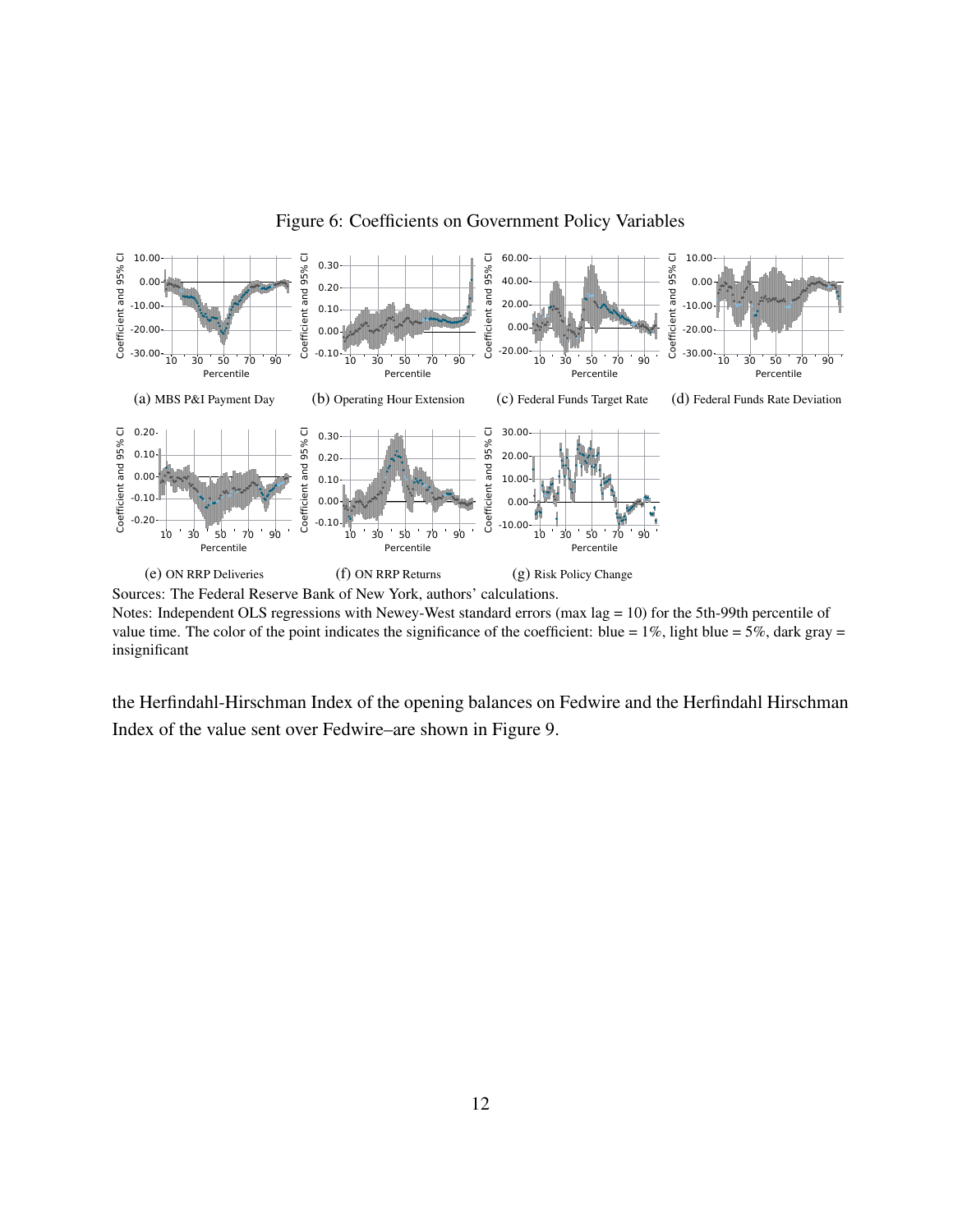Figure 6: Coefficients on Government Policy Variables

(a) MBS P&I Payment Day (b) Operating Hour Extension (c) Federal Funds Target Rate (d) Federal Funds Rate Deviation

(e) ON RRP Deliveries (f) ON RRP Returns (g) Risk Policy Change

Sources: The Federal Reserve Bank of New York, authors' calculations.

Notes: Independent OLS regressions with Newey-West standard errors (max lag = 10) for the 5th-99th percentile of value time. The color of the point indicates the significance of the coefficient: blue = 1%, light blue = 5%, dark gray = insignificant

the Herfindahl-Hirschman Index of the opening balances on Fedwire and the Herfindahl Hirschman Index of the value sent over Fedwire–are shown in Figure 9.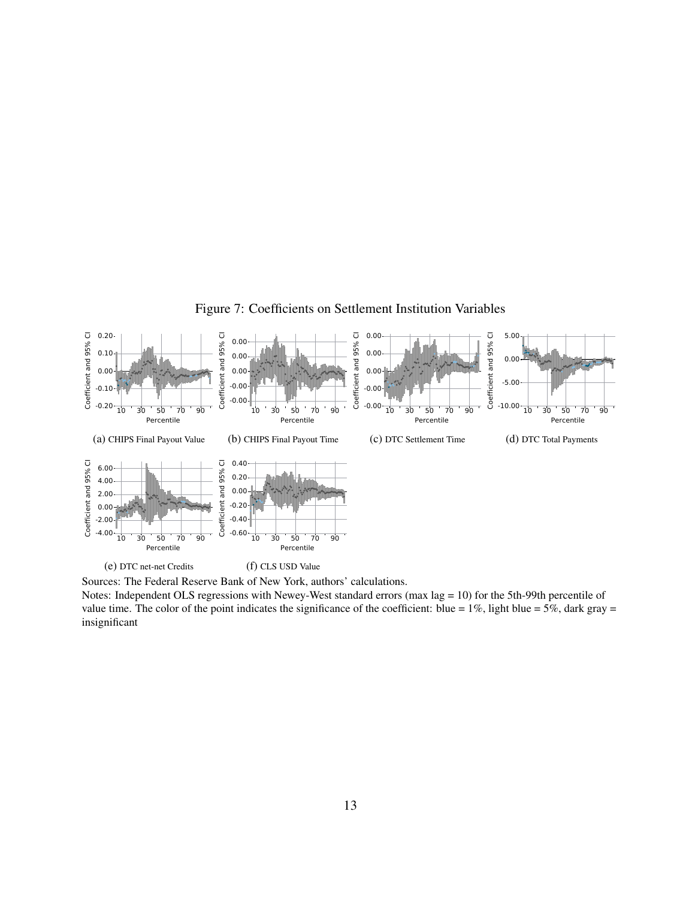Figure 7: Coefficients on Settlement Institution Variables

(a) CHIPS Final Payout Value

(b) CHIPS Final Payout Time

(c) DTC Settlement Time

(d) DTC Total Payments

(e) DTC net-net Credits

(f) CLS USD Value

Sources: The Federal Reserve Bank of New York, authors' calculations.

Notes: Independent OLS regressions with Newey-West standard errors (max lag = 10) for the 5th-99th percentile of value time. The color of the point indicates the significance of the coefficient: blue = 1%, light blue = 5%, dark gray = insignificant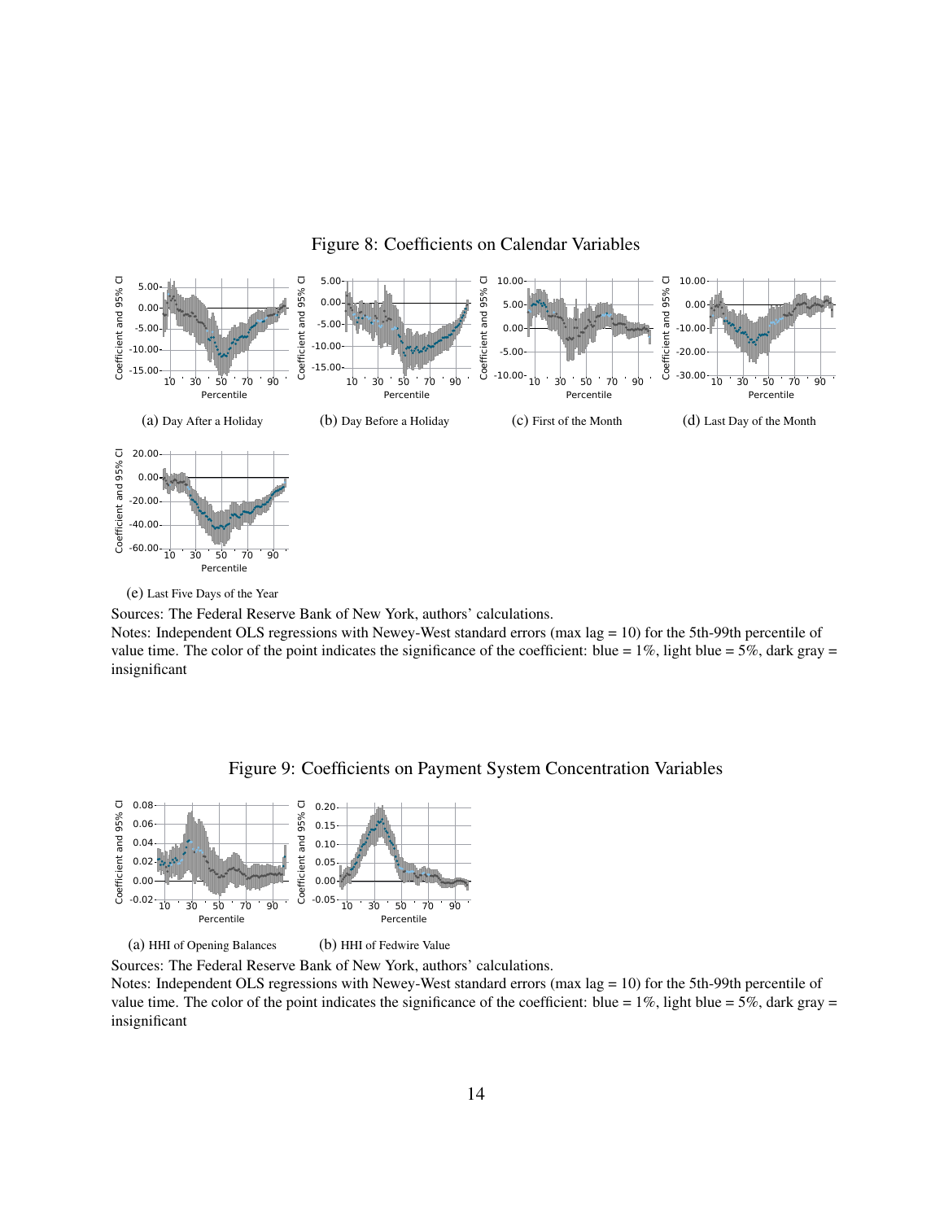Figure 8: Coefficients on Calendar Variables

(a) Day After a Holiday

(b) Day Before a Holiday

(c) First of the Month

(d) Last Day of the Month

(e) Last Five Days of the Year

Sources: The Federal Reserve Bank of New York, authors' calculations.

Notes: Independent OLS regressions with Newey-West standard errors (max lag = 10) for the 5th-99th percentile of value time. The color of the point indicates the significance of the coefficient: blue = 1%, light blue = 5%, dark gray = insignificant

Figure 9: Coefficients on Payment System Concentration Variables

(a) HHI of Opening Balances

(b) HHI of Fedwire Value

Sources: The Federal Reserve Bank of New York, authors' calculations.

Notes: Independent OLS regressions with Newey-West standard errors (max lag = 10) for the 5th-99th percentile of value time. The color of the point indicates the significance of the coefficient: blue = 1%, light blue = 5%, dark gray = insignificant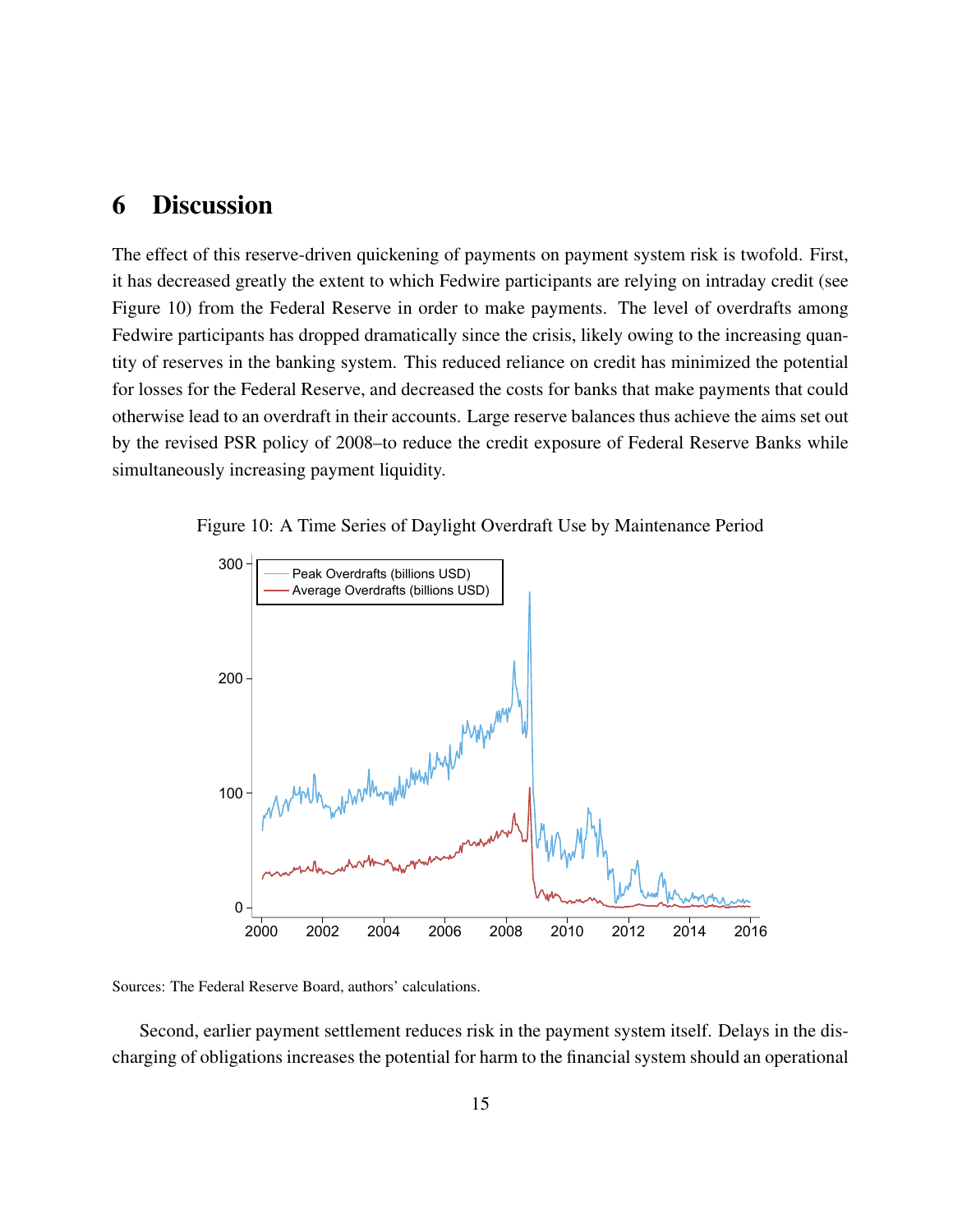## 6 Discussion

The effect of this reserve-driven quickening of payments on payment system risk is twofold. First, it has decreased greatly the extent to which Fedwire participants are relying on intraday credit (see Figure 10) from the Federal Reserve in order to make payments. The level of overdrafts among Fedwire participants has dropped dramatically since the crisis, likely owing to the increasing quantity of reserves in the banking system. This reduced reliance on credit has minimized the potential for losses for the Federal Reserve, and decreased the costs for banks that make payments that could otherwise lead to an overdraft in their accounts. Large reserve balances thus achieve the aims set out by the revised PSR policy of 2008–to reduce the credit exposure of Federal Reserve Banks while simultaneously increasing payment liquidity.

Figure 10: A Time Series of Daylight Overdraft Use by Maintenance Period

Sources: The Federal Reserve Board, authors' calculations.

Second, earlier payment settlement reduces risk in the payment system itself. Delays in the discharging of obligations increases the potential for harm to the financial system should an operational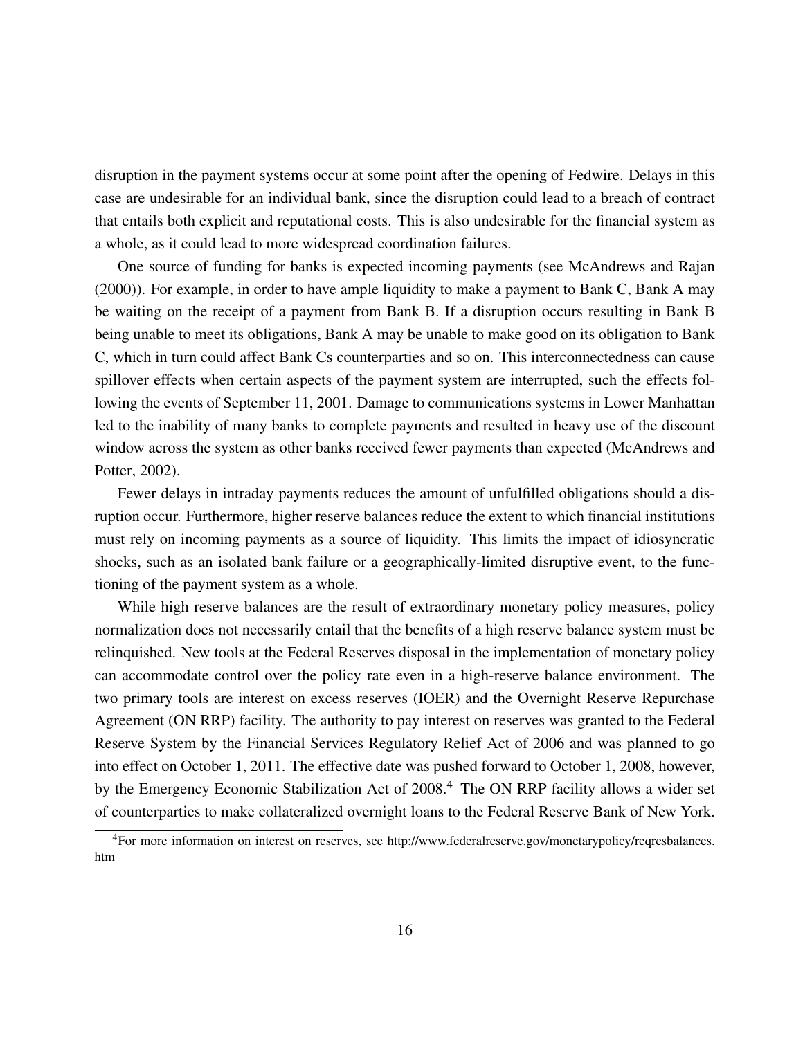disruption in the payment systems occur at some point after the opening of Fedwire. Delays in this case are undesirable for an individual bank, since the disruption could lead to a breach of contract that entails both explicit and reputational costs. This is also undesirable for the financial system as a whole, as it could lead to more widespread coordination failures.

One source of funding for banks is expected incoming payments (see McAndrews and Rajan (2000)). For example, in order to have ample liquidity to make a payment to Bank C, Bank A may be waiting on the receipt of a payment from Bank B. If a disruption occurs resulting in Bank B being unable to meet its obligations, Bank A may be unable to make good on its obligation to Bank C, which in turn could affect Bank Cs counterparties and so on. This interconnectedness can cause spillover effects when certain aspects of the payment system are interrupted, such the effects following the events of September 11, 2001. Damage to communications systems in Lower Manhattan led to the inability of many banks to complete payments and resulted in heavy use of the discount window across the system as other banks received fewer payments than expected (McAndrews and Potter, 2002).

Fewer delays in intraday payments reduces the amount of unfulfilled obligations should a disruption occur. Furthermore, higher reserve balances reduce the extent to which financial institutions must rely on incoming payments as a source of liquidity. This limits the impact of idiosyncratic shocks, such as an isolated bank failure or a geographically-limited disruptive event, to the functioning of the payment system as a whole.

While high reserve balances are the result of extraordinary monetary policy measures, policy normalization does not necessarily entail that the benefits of a high reserve balance system must be relinquished. New tools at the Federal Reserves disposal in the implementation of monetary policy can accommodate control over the policy rate even in a high-reserve balance environment. The two primary tools are interest on excess reserves (IOER) and the Overnight Reserve Repurchase Agreement (ON RRP) facility. The authority to pay interest on reserves was granted to the Federal Reserve System by the Financial Services Regulatory Relief Act of 2006 and was planned to go into effect on October 1, 2011. The effective date was pushed forward to October 1, 2008, however, by the Emergency Economic Stabilization Act of 2008.[4] The ON RRP facility allows a wider set of counterparties to make collateralized overnight loans to the Federal Reserve Bank of New York.

[4] For more information on interest on reserves, see http://www.federalreserve.gov/monetarypolicy/reqresbalances.htm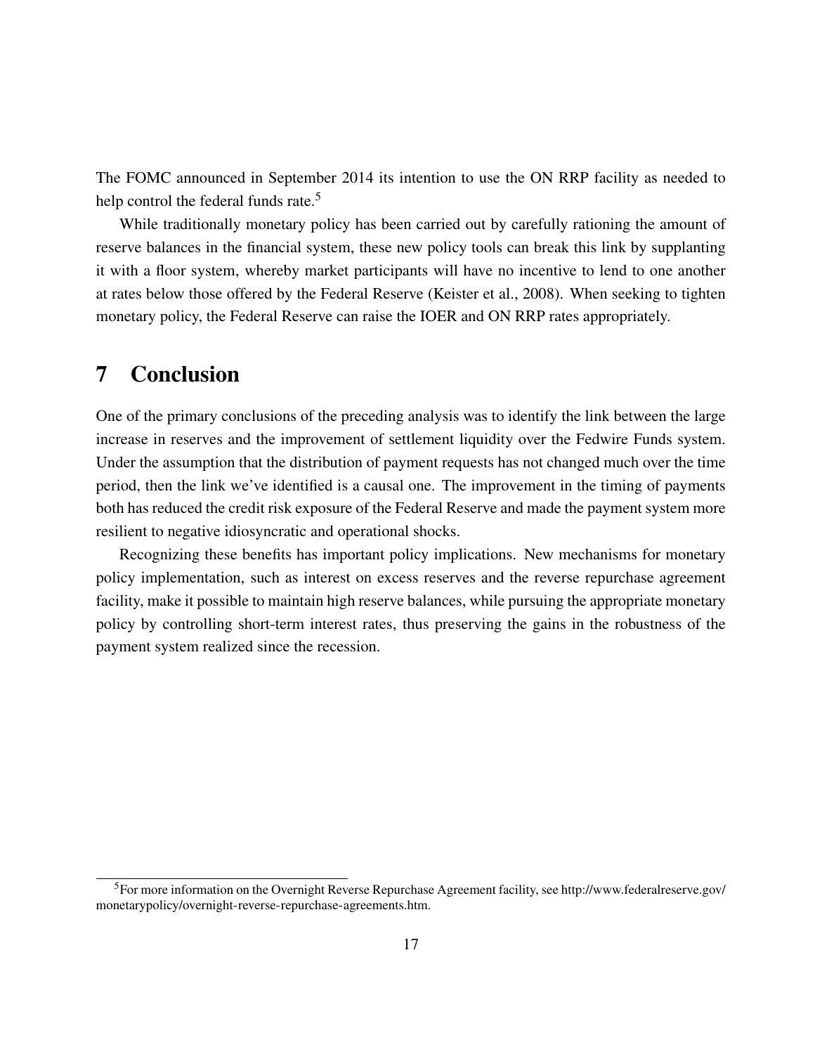The FOMC announced in September 2014 its intention to use the ON RRP facility as needed to help control the federal funds rate.[5]

While traditionally monetary policy has been carried out by carefully rationing the amount of reserve balances in the financial system, these new policy tools can break this link by supplanting it with a floor system, whereby market participants will have no incentive to lend to one another at rates below those offered by the Federal Reserve (Keister et al., 2008). When seeking to tighten monetary policy, the Federal Reserve can raise the IOER and ON RRP rates appropriately.

## 7 Conclusion

One of the primary conclusions of the preceding analysis was to identify the link between the large increase in reserves and the improvement of settlement liquidity over the Fedwire Funds system. Under the assumption that the distribution of payment requests has not changed much over the time period, then the link we've identified is a causal one. The improvement in the timing of payments both has reduced the credit risk exposure of the Federal Reserve and made the payment system more resilient to negative idiosyncratic and operational shocks.

Recognizing these benefits has important policy implications. New mechanisms for monetary policy implementation, such as interest on excess reserves and the reverse repurchase agreement facility, make it possible to maintain high reserve balances, while pursuing the appropriate monetary policy by controlling short-term interest rates, thus preserving the gains in the robustness of the payment system realized since the recession.

[5] For more information on the Overnight Reverse Repurchase Agreement facility, see http://www.federalreserve.gov/monetarypolicy/overnight-reverse-repurchase-agreements.htm.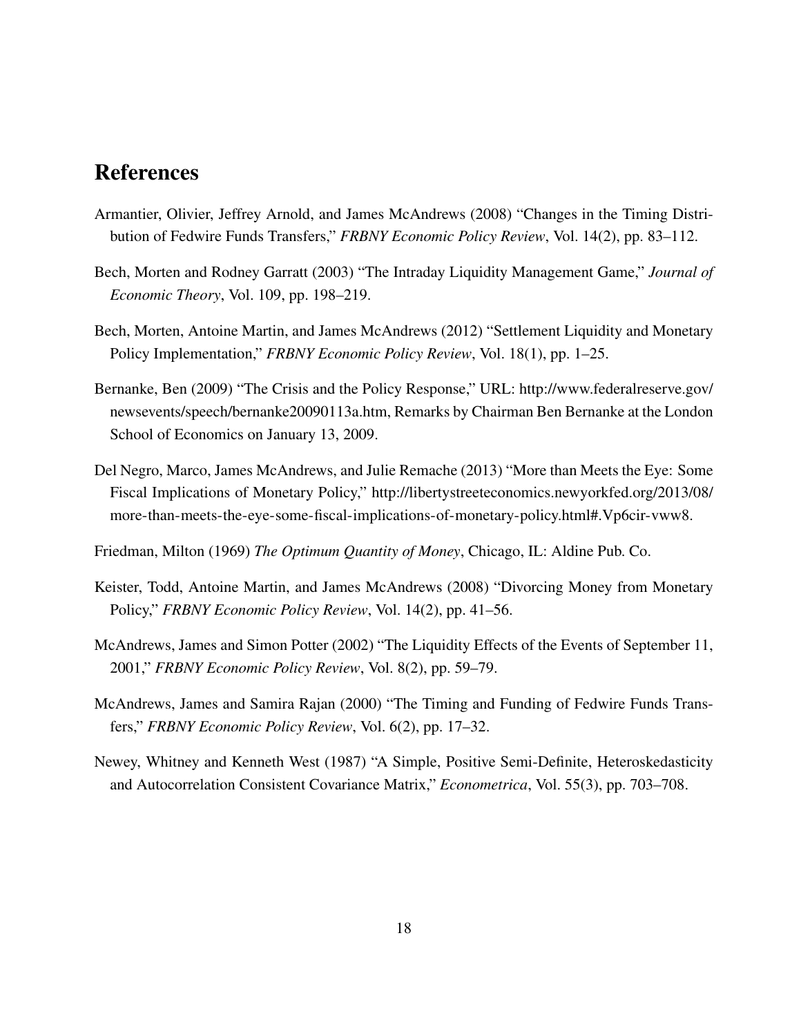# References

Armantier, Olivier, Jeffrey Arnold, and James McAndrews (2008) "Changes in the Timing Distribution of Fedwire Funds Transfers," *FRBNY Economic Policy Review*, Vol. 14(2), pp. 83–112.

Bech, Morten and Rodney Garratt (2003) "The Intraday Liquidity Management Game," *Journal of Economic Theory*, Vol. 109, pp. 198–219.

Bech, Morten, Antoine Martin, and James McAndrews (2012) "Settlement Liquidity and Monetary Policy Implementation," *FRBNY Economic Policy Review*, Vol. 18(1), pp. 1–25.

Bernanke, Ben (2009) "The Crisis and the Policy Response," URL: http://www.federalreserve.gov/newsevents/speech/bernanke20090113a.htm, Remarks by Chairman Ben Bernanke at the London School of Economics on January 13, 2009.

Del Negro, Marco, James McAndrews, and Julie Remache (2013) "More than Meets the Eye: Some Fiscal Implications of Monetary Policy," http://libertystreeteconomics.newyorkfed.org/2013/08/more-than-meets-the-eye-some-fiscal-implications-of-monetary-policy.html#.Vp6cir-vww8.

Friedman, Milton (1969) *The Optimum Quantity of Money*, Chicago, IL: Aldine Pub. Co.

Keister, Todd, Antoine Martin, and James McAndrews (2008) "Divorcing Money from Monetary Policy," *FRBNY Economic Policy Review*, Vol. 14(2), pp. 41–56.

McAndrews, James and Simon Potter (2002) "The Liquidity Effects of the Events of September 11, 2001," *FRBNY Economic Policy Review*, Vol. 8(2), pp. 59–79.

McAndrews, James and Samira Rajan (2000) "The Timing and Funding of Fedwire Funds Transfers," *FRBNY Economic Policy Review*, Vol. 6(2), pp. 17–32.

Newey, Whitney and Kenneth West (1987) "A Simple, Positive Semi-Definite, Heteroskedasticity and Autocorrelation Consistent Covariance Matrix," *Econometrica*, Vol. 55(3), pp. 703–708.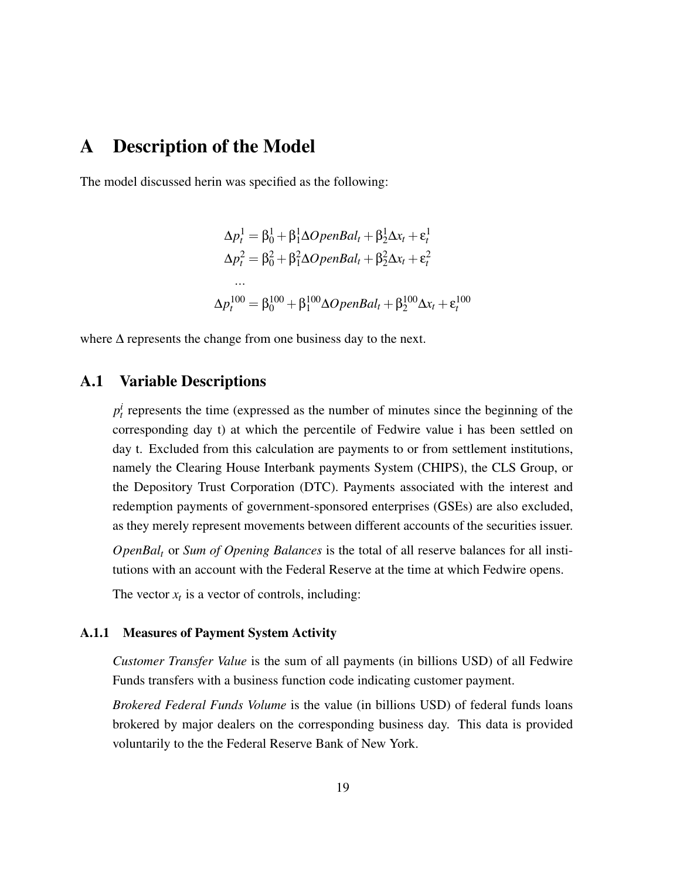# A Description of the Model

The model discussed herin was specified as the following:

$$
\begin{aligned}
\Delta p_t^1 &= \beta_0^1 + \beta_1^1 \Delta OpenBal_t + \beta_2^1 \Delta x_t + \varepsilon_t^1 \\
\Delta p_t^2 &= \beta_0^2 + \beta_1^2 \Delta OpenBal_t + \beta_2^2 \Delta x_t + \varepsilon_t^2 \\
&\dots \\
\Delta p_t^{100} &= \beta_0^{100} + \beta_1^{100} \Delta OpenBal_t + \beta_2^{100} \Delta x_t + \varepsilon_t^{100}
\end{aligned}
$$

where $\Delta$ represents the change from one business day to the next.

## A.1 Variable Descriptions

$p_t^i$ represents the time (expressed as the number of minutes since the beginning of the corresponding day t) at which the percentile of Fedwire value i has been settled on day t. Excluded from this calculation are payments to or from settlement institutions, namely the Clearing House Interbank payments System (CHIPS), the CLS Group, or the Depository Trust Corporation (DTC). Payments associated with the interest and redemption payments of government-sponsored enterprises (GSEs) are also excluded, as they merely represent movements between different accounts of the securities issuer.

$OpenBal_t$ or *Sum of Opening Balances* is the total of all reserve balances for all institutions with an account with the Federal Reserve at the time at which Fedwire opens.

The vector $x_t$ is a vector of controls, including:

### A.1.1 Measures of Payment System Activity

*Customer Transfer Value* is the sum of all payments (in billions USD) of all Fedwire Funds transfers with a business function code indicating customer payment.

*Brokered Federal Funds Volume* is the value (in billions USD) of federal funds loans brokered by major dealers on the corresponding business day. This data is provided voluntarily to the the Federal Reserve Bank of New York.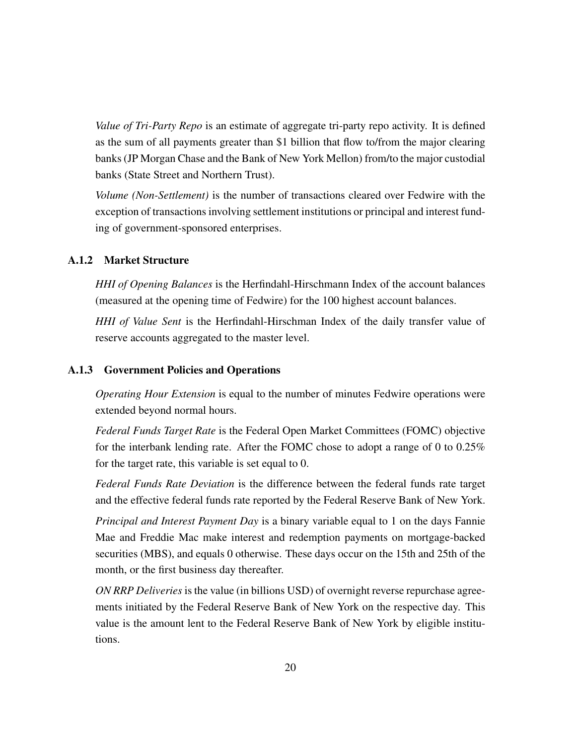*Value of Tri-Party Repo* is an estimate of aggregate tri-party repo activity. It is defined as the sum of all payments greater than \$1 billion that flow to/from the major clearing banks (JP Morgan Chase and the Bank of New York Mellon) from/to the major custodial banks (State Street and Northern Trust).

*Volume (Non-Settlement)* is the number of transactions cleared over Fedwire with the exception of transactions involving settlement institutions or principal and interest funding of government-sponsored enterprises.

### A.1.2 Market Structure

*HHI of Opening Balances* is the Herfindahl-Hirschmann Index of the account balances (measured at the opening time of Fedwire) for the 100 highest account balances.

*HHI of Value Sent* is the Herfindahl-Hirschman Index of the daily transfer value of reserve accounts aggregated to the master level.

### A.1.3 Government Policies and Operations

*Operating Hour Extension* is equal to the number of minutes Fedwire operations were extended beyond normal hours.

*Federal Funds Target Rate* is the Federal Open Market Committees (FOMC) objective for the interbank lending rate. After the FOMC chose to adopt a range of 0 to 0.25% for the target rate, this variable is set equal to 0.

*Federal Funds Rate Deviation* is the difference between the federal funds rate target and the effective federal funds rate reported by the Federal Reserve Bank of New York.

*Principal and Interest Payment Day* is a binary variable equal to 1 on the days Fannie Mae and Freddie Mac make interest and redemption payments on mortgage-backed securities (MBS), and equals 0 otherwise. These days occur on the 15th and 25th of the month, or the first business day thereafter.

*ON RRP Deliveries* is the value (in billions USD) of overnight reverse repurchase agreements initiated by the Federal Reserve Bank of New York on the respective day. This value is the amount lent to the Federal Reserve Bank of New York by eligible institutions.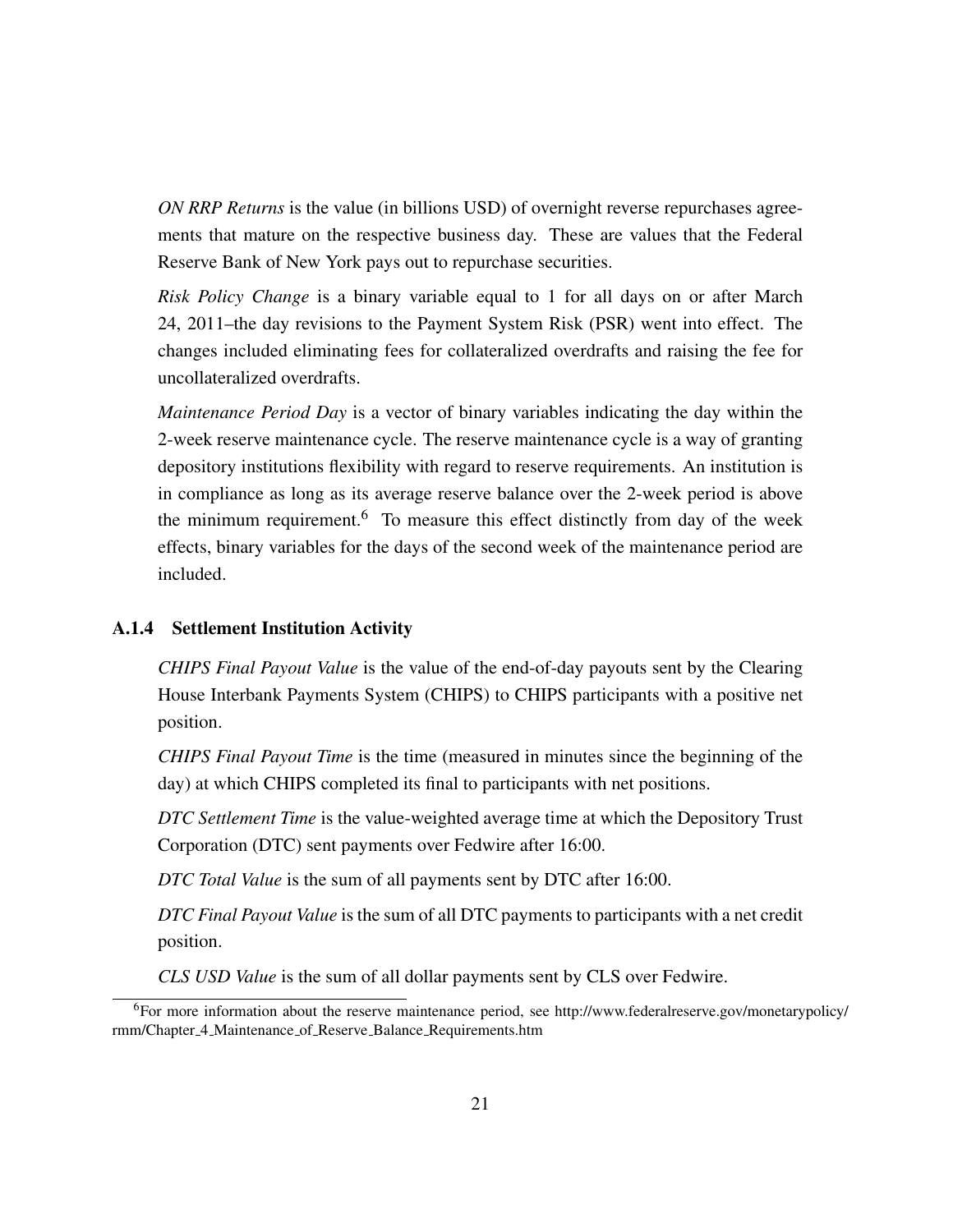*ON RRP Returns* is the value (in billions USD) of overnight reverse repurchases agreements that mature on the respective business day. These are values that the Federal Reserve Bank of New York pays out to repurchase securities.

*Risk Policy Change* is a binary variable equal to 1 for all days on or after March 24, 2011–the day revisions to the Payment System Risk (PSR) went into effect. The changes included eliminating fees for collateralized overdrafts and raising the fee for uncollateralized overdrafts.

*Maintenance Period Day* is a vector of binary variables indicating the day within the 2-week reserve maintenance cycle. The reserve maintenance cycle is a way of granting depository institutions flexibility with regard to reserve requirements. An institution is in compliance as long as its average reserve balance over the 2-week period is above the minimum requirement.[6] To measure this effect distinctly from day of the week effects, binary variables for the days of the second week of the maintenance period are included.

### A.1.4 Settlement Institution Activity

*CHIPS Final Payout Value* is the value of the end-of-day payouts sent by the Clearing House Interbank Payments System (CHIPS) to CHIPS participants with a positive net position.

*CHIPS Final Payout Time* is the time (measured in minutes since the beginning of the day) at which CHIPS completed its final to participants with net positions.

*DTC Settlement Time* is the value-weighted average time at which the Depository Trust Corporation (DTC) sent payments over Fedwire after 16:00.

*DTC Total Value* is the sum of all payments sent by DTC after 16:00.

*DTC Final Payout Value* is the sum of all DTC payments to participants with a net credit position.

*CLS USD Value* is the sum of all dollar payments sent by CLS over Fedwire.

---

[6] For more information about the reserve maintenance period, see http://www.federalreserve.gov/monetarypolicy/rmm/Chapter_4_Maintenance_of_Reserve_Balance_Requirements.htm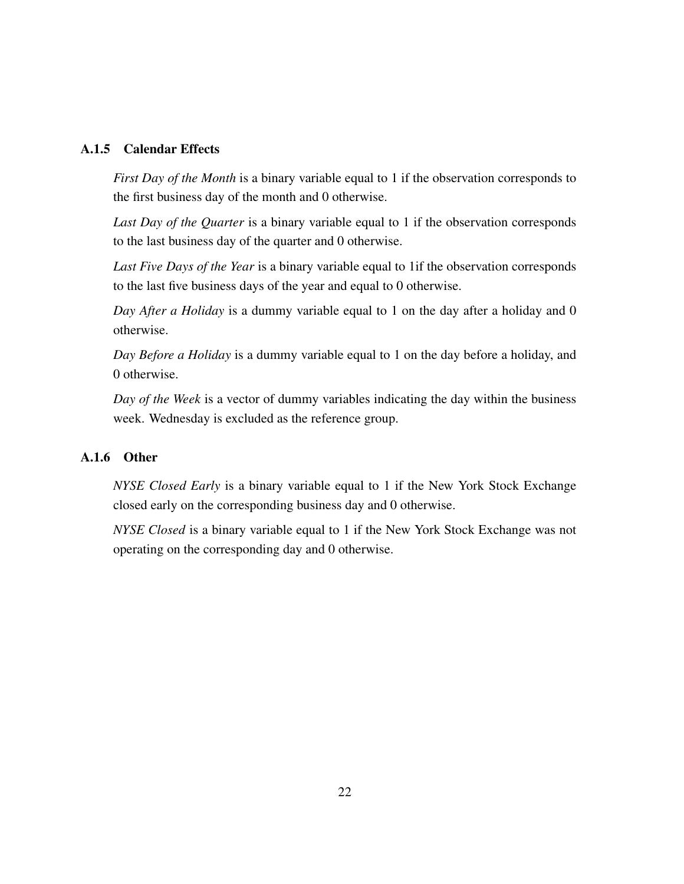### A.1.5 Calendar Effects

*First Day of the Month* is a binary variable equal to 1 if the observation corresponds to the first business day of the month and 0 otherwise.

*Last Day of the Quarter* is a binary variable equal to 1 if the observation corresponds to the last business day of the quarter and 0 otherwise.

*Last Five Days of the Year* is a binary variable equal to 1if the observation corresponds to the last five business days of the year and equal to 0 otherwise.

*Day After a Holiday* is a dummy variable equal to 1 on the day after a holiday and 0 otherwise.

*Day Before a Holiday* is a dummy variable equal to 1 on the day before a holiday, and 0 otherwise.

*Day of the Week* is a vector of dummy variables indicating the day within the business week. Wednesday is excluded as the reference group.

### A.1.6 Other

*NYSE Closed Early* is a binary variable equal to 1 if the New York Stock Exchange closed early on the corresponding business day and 0 otherwise.

*NYSE Closed* is a binary variable equal to 1 if the New York Stock Exchange was not operating on the corresponding day and 0 otherwise.